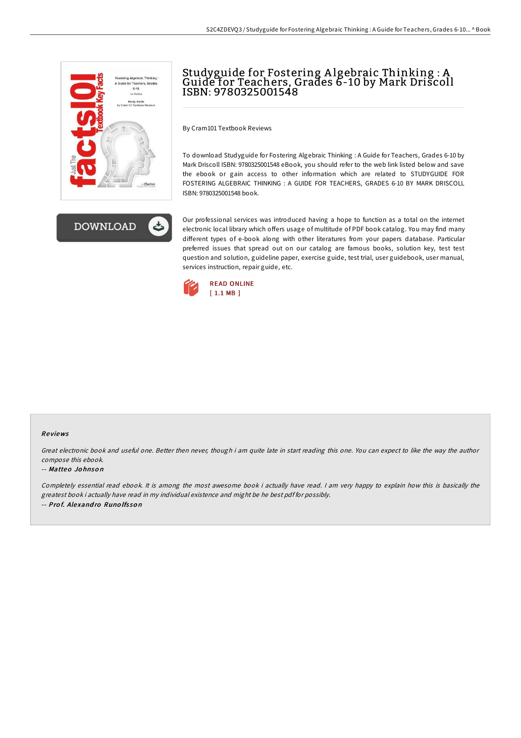# Studyguide for Fostering Algebraic Thinking : A Guide for Teachers, Grades 6-10 by Mark Driscoll ISBN: 9780325001548

By Cram101 Textbook Reviews

To download Studyguide for Fostering Algebraic Thinking : A Guide for Teachers, Grades 6-10 by Mark Driscoll ISBN: 9780325001548 eBook, you should refer to the web link listed below and save the ebook or gain access to other information which are related to STUDYGUIDE FOR FOSTERING ALGEBRAIC THINKING : A GUIDE FOR TEACHERS, GRADES 6-10 BY MARK DRISCOLL ISBN: 9780325001548 book.

Our professional services was introduced having a hope to function as a total on the internet electronic local library which offers usage of multitude of PDF book catalog. You may find many different types of e-book along with other literatures from your papers database. Particular preferred issues that spread out on our catalog are famous books, solution key, test test question and solution, guideline paper, exercise guide, test trial, user guidebook, user manual, services instruction, repair guide, etc.

READ ONLINE
[ 1.1 MB ]

### Reviews

*Great electronic book and useful one. Better then never, though i am quite late in start reading this one. You can expect to like the way the author compose this ebook.*

-- ***Matteo Johnson***

*Completely essential read ebook. It is among the most awesome book i actually have read. I am very happy to explain how this is basically the greatest book i actually have read in my individual existence and might be he best pdf for possibly.*

-- ***Prof. Alexandro Runolfsson***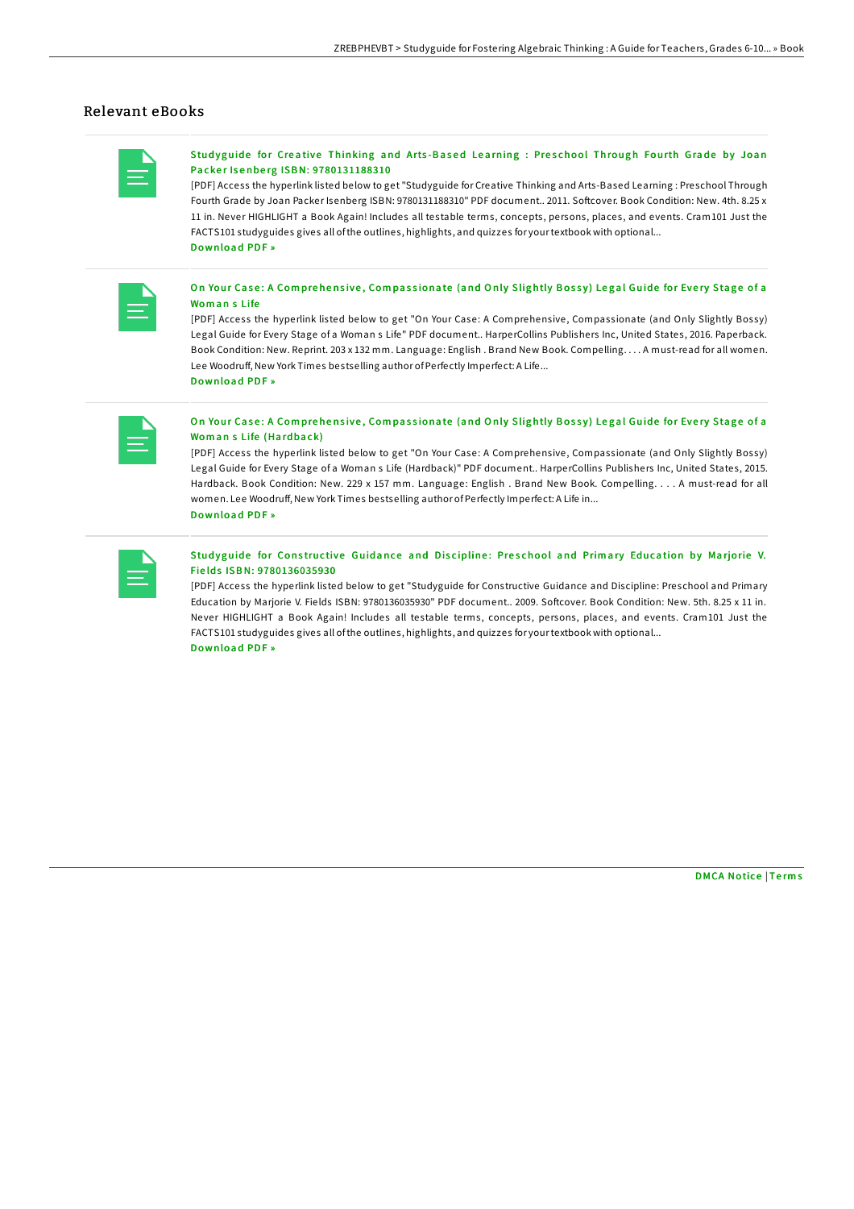## Relevant eBooks

### Studyguide for Creative Thinking and Arts-Based Learning : Preschool Through Fourth Grade by Joan Packer Isenberg ISBN: 9780131188310

[PDF] Access the hyperlink listed below to get "Studyguide for Creative Thinking and Arts-Based Learning : Preschool Through Fourth Grade by Joan Packer Isenberg ISBN: 9780131188310" PDF document.. 2011. Softcover. Book Condition: New. 4th. 8.25 x 11 in. Never HIGHLIGHT a Book Again! Includes all testable terms, concepts, persons, places, and events. Cram101 Just the FACTS101 studyguides gives all of the outlines, highlights, and quizzes for your textbook with optional...

Download PDF »

### On Your Case: A Comprehensive, Compassionate (and Only Slightly Bossy) Legal Guide for Every Stage of a Woman s Life

[PDF] Access the hyperlink listed below to get "On Your Case: A Comprehensive, Compassionate (and Only Slightly Bossy) Legal Guide for Every Stage of a Woman s Life" PDF document.. HarperCollins Publishers Inc, United States, 2016. Paperback. Book Condition: New. Reprint. 203 x 132 mm. Language: English . Brand New Book. Compelling. . . . A must-read for all women. Lee Woodruff, New York Times bestselling author of Perfectly Imperfect: A Life...

Download PDF »

### On Your Case: A Comprehensive, Compassionate (and Only Slightly Bossy) Legal Guide for Every Stage of a Woman s Life (Hardback)

[PDF] Access the hyperlink listed below to get "On Your Case: A Comprehensive, Compassionate (and Only Slightly Bossy) Legal Guide for Every Stage of a Woman s Life (Hardback)" PDF document.. HarperCollins Publishers Inc, United States, 2015. Hardback. Book Condition: New. 229 x 157 mm. Language: English . Brand New Book. Compelling. . . . A must-read for all women. Lee Woodruff, New York Times bestselling author of Perfectly Imperfect: A Life in...

Download PDF »

### Studyguide for Constructive Guidance and Discipline: Preschool and Primary Education by Marjorie V. Fields ISBN: 9780136035930

[PDF] Access the hyperlink listed below to get "Studyguide for Constructive Guidance and Discipline: Preschool and Primary Education by Marjorie V. Fields ISBN: 9780136035930" PDF document.. 2009. Softcover. Book Condition: New. 5th. 8.25 x 11 in. Never HIGHLIGHT a Book Again! Includes all testable terms, concepts, persons, places, and events. Cram101 Just the FACTS101 studyguides gives all of the outlines, highlights, and quizzes for your textbook with optional...

Download PDF »

DMCA Notice | Terms